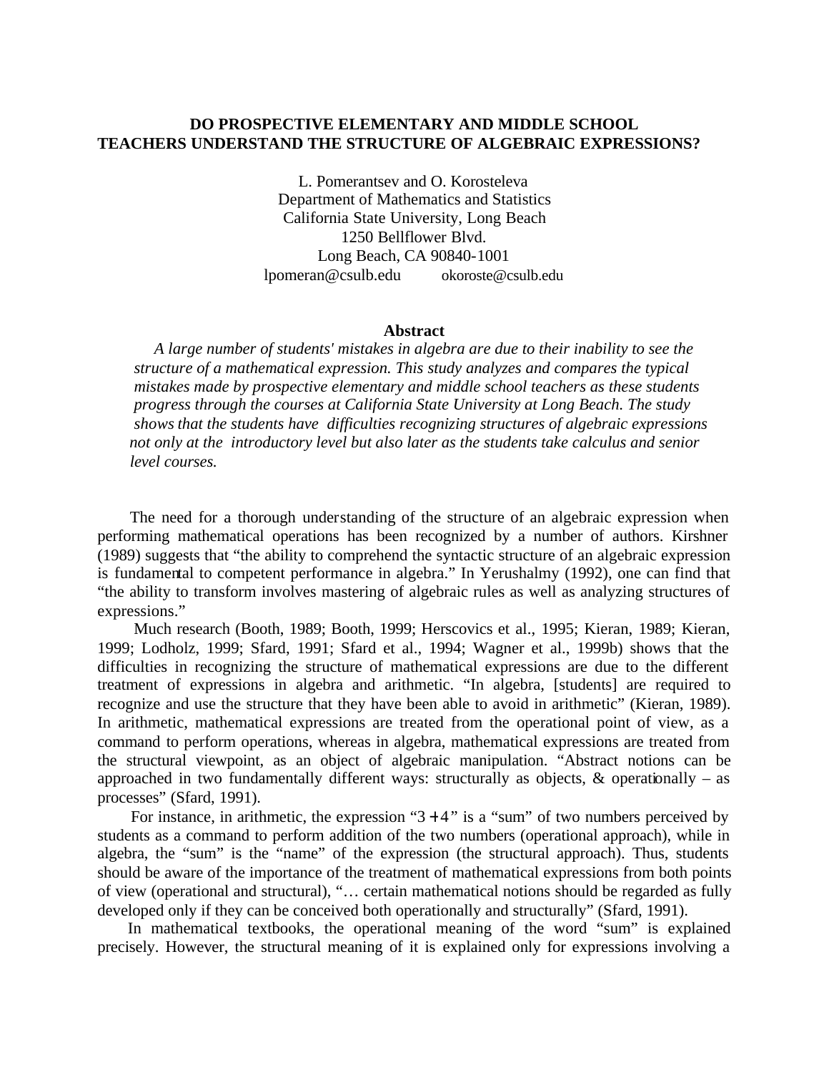# DO PROSPECTIVE ELEMENTARY AND MIDDLE SCHOOL TEACHERS UNDERSTAND THE STRUCTURE OF ALGEBRAIC EXPRESSIONS?

L. Pomerantsev and O. Korosteleva  
Department of Mathematics and Statistics  
California State University, Long Beach  
1250 Bellflower Blvd.  
Long Beach, CA 90840-1001  
lpomeran@csulb.edu okoroste@csulb.edu

## Abstract

*A large number of students' mistakes in algebra are due to their inability to see the structure of a mathematical expression. This study analyzes and compares the typical mistakes made by prospective elementary and middle school teachers as these students progress through the courses at California State University at Long Beach. The study shows that the students have difficulties recognizing structures of algebraic expressions not only at the introductory level but also later as the students take calculus and senior level courses.*

The need for a thorough understanding of the structure of an algebraic expression when performing mathematical operations has been recognized by a number of authors. Kirshner (1989) suggests that "the ability to comprehend the syntactic structure of an algebraic expression is fundamental to competent performance in algebra." In Yerushalmy (1992), one can find that "the ability to transform involves mastering of algebraic rules as well as analyzing structures of expressions."

Much research (Booth, 1989; Booth, 1999; Herscovics et al., 1995; Kieran, 1989; Kieran, 1999; Lodholz, 1999; Sfard, 1991; Sfard et al., 1994; Wagner et al., 1999b) shows that the difficulties in recognizing the structure of mathematical expressions are due to the different treatment of expressions in algebra and arithmetic. "In algebra, [students] are required to recognize and use the structure that they have been able to avoid in arithmetic" (Kieran, 1989). In arithmetic, mathematical expressions are treated from the operational point of view, as a command to perform operations, whereas in algebra, mathematical expressions are treated from the structural viewpoint, as an object of algebraic manipulation. "Abstract notions can be approached in two fundamentally different ways: structurally as objects, & operationally – as processes" (Sfard, 1991).

For instance, in arithmetic, the expression "$3+4$" is a "sum" of two numbers perceived by students as a command to perform addition of the two numbers (operational approach), while in algebra, the "sum" is the "name" of the expression (the structural approach). Thus, students should be aware of the importance of the treatment of mathematical expressions from both points of view (operational and structural), "… certain mathematical notions should be regarded as fully developed only if they can be conceived both operationally and structurally" (Sfard, 1991).

In mathematical textbooks, the operational meaning of the word "sum" is explained precisely. However, the structural meaning of it is explained only for expressions involving a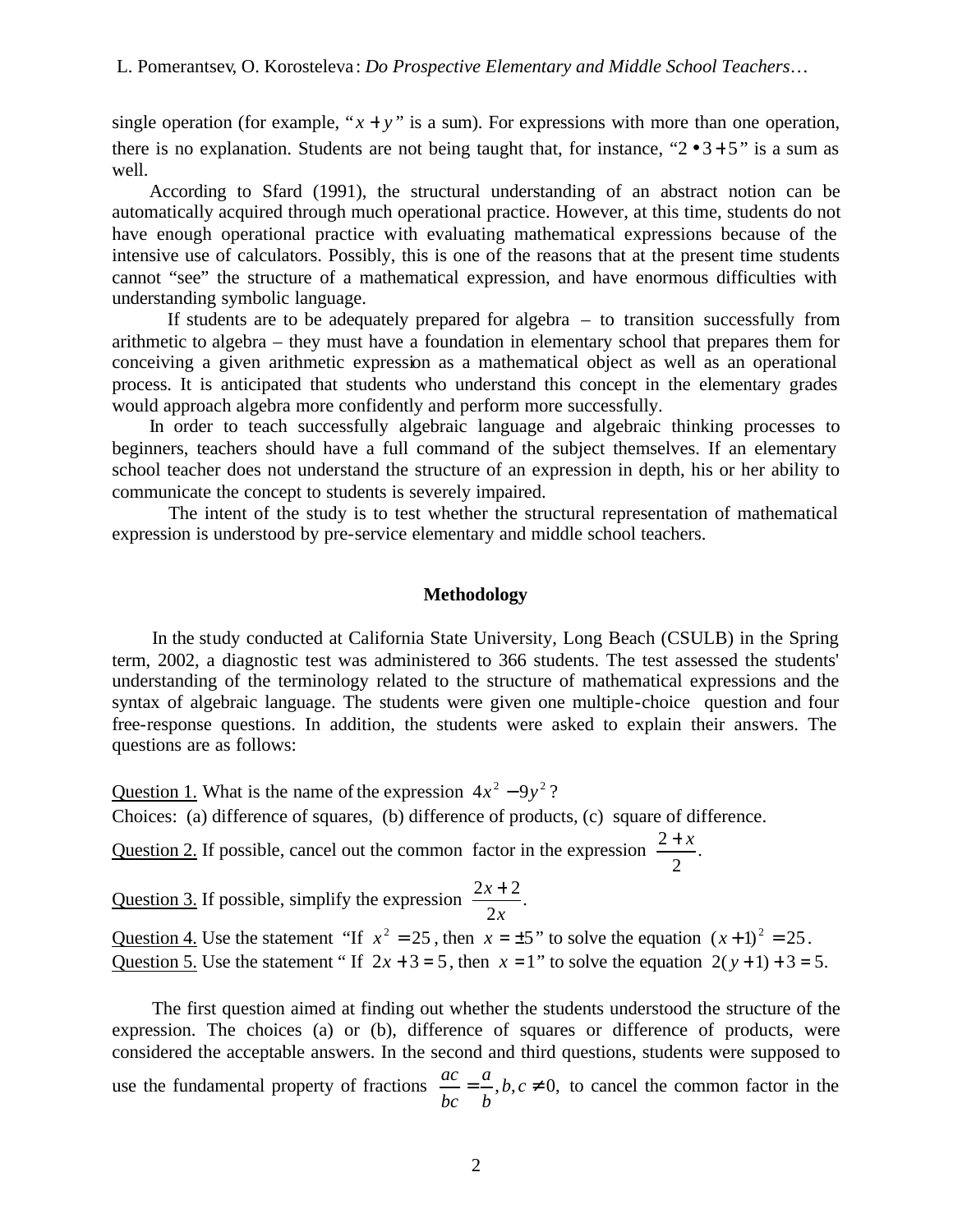single operation (for example, “$x + y$” is a sum). For expressions with more than one operation, there is no explanation. Students are not being taught that, for instance, “$2 \bullet 3 + 5$” is a sum as well.

According to Sfard (1991), the structural understanding of an abstract notion can be automatically acquired through much operational practice. However, at this time, students do not have enough operational practice with evaluating mathematical expressions because of the intensive use of calculators. Possibly, this is one of the reasons that at the present time students cannot “see” the structure of a mathematical expression, and have enormous difficulties with understanding symbolic language.

If students are to be adequately prepared for algebra – to transition successfully from arithmetic to algebra – they must have a foundation in elementary school that prepares them for conceiving a given arithmetic expression as a mathematical object as well as an operational process. It is anticipated that students who understand this concept in the elementary grades would approach algebra more confidently and perform more successfully.

In order to teach successfully algebraic language and algebraic thinking processes to beginners, teachers should have a full command of the subject themselves. If an elementary school teacher does not understand the structure of an expression in depth, his or her ability to communicate the concept to students is severely impaired.

The intent of the study is to test whether the structural representation of mathematical expression is understood by pre-service elementary and middle school teachers.

## Methodology

In the study conducted at California State University, Long Beach (CSULB) in the Spring term, 2002, a diagnostic test was administered to 366 students. The test assessed the students' understanding of the terminology related to the structure of mathematical expressions and the syntax of algebraic language. The students were given one multiple-choice question and four free-response questions. In addition, the students were asked to explain their answers. The questions are as follows:

Question 1. What is the name of the expression $4x^2 - 9y^2$?
Choices: (a) difference of squares, (b) difference of products, (c) square of difference.

Question 2. If possible, cancel out the common factor in the expression $\frac{2+x}{2}$.

Question 3. If possible, simplify the expression $\frac{2x+2}{2x}$.

Question 4. Use the statement “If $x^2 = 25$, then $x = \pm 5$” to solve the equation $(x+1)^2 = 25$.

Question 5. Use the statement “ If $2x + 3 = 5$, then $x = 1$” to solve the equation $2(y+1) + 3 = 5$.

The first question aimed at finding out whether the students understood the structure of the expression. The choices (a) or (b), difference of squares or difference of products, were considered the acceptable answers. In the second and third questions, students were supposed to use the fundamental property of fractions $\frac{ac}{bc} = \frac{a}{b}, b, c \neq 0$, to cancel the common factor in the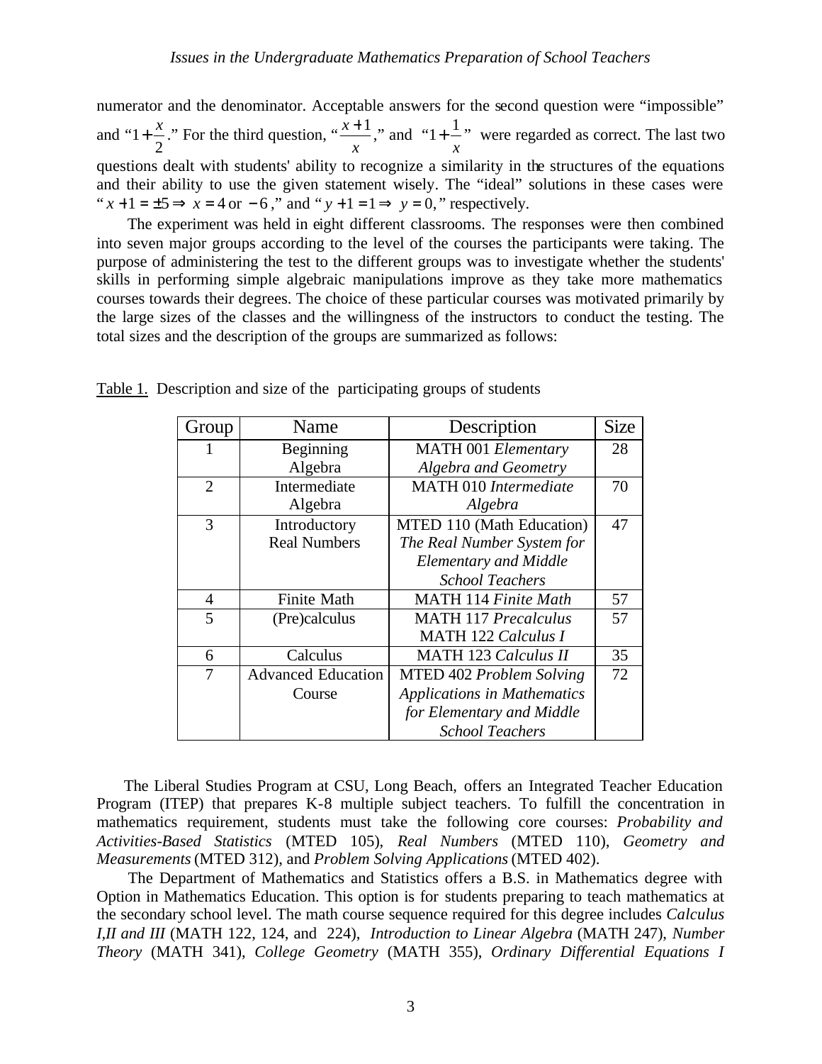numerator and the denominator. Acceptable answers for the second question were "impossible" and "$1+\frac{x}{2}$." For the third question, "$\frac{x+1}{x}$," and "$1+\frac{1}{x}$" were regarded as correct. The last two questions dealt with students' ability to recognize a similarity in the structures of the equations and their ability to use the given statement wisely. The "ideal" solutions in these cases were "$x+1=\pm 5 \Rightarrow x=4$ or $-6$," and "$y+1=1 \Rightarrow y=0$," respectively.

The experiment was held in eight different classrooms. The responses were then combined into seven major groups according to the level of the courses the participants were taking. The purpose of administering the test to the different groups was to investigate whether the students' skills in performing simple algebraic manipulations improve as they take more mathematics courses towards their degrees. The choice of these particular courses was motivated primarily by the large sizes of the classes and the willingness of the instructors to conduct the testing. The total sizes and the description of the groups are summarized as follows:

Table 1. Description and size of the participating groups of students

| Group | Name | Description | Size |
|---|---|---|---|
| 1 | Beginning Algebra | MATH 001 *Elementary Algebra and Geometry* | 28 |
| 2 | Intermediate Algebra | MATH 010 *Intermediate Algebra* | 70 |
| 3 | Introductory Real Numbers | MTED 110 (Math Education) *The Real Number System for Elementary and Middle School Teachers* | 47 |
| 4 | Finite Math | MATH 114 *Finite Math* | 57 |
| 5 | (Pre)calculus | MATH 117 *Precalculus* MATH 122 *Calculus I* | 57 |
| 6 | Calculus | MATH 123 *Calculus II* | 35 |
| 7 | Advanced Education Course | MTED 402 *Problem Solving Applications in Mathematics for Elementary and Middle School Teachers* | 72 |

The Liberal Studies Program at CSU, Long Beach, offers an Integrated Teacher Education Program (ITEP) that prepares K-8 multiple subject teachers. To fulfill the concentration in mathematics requirement, students must take the following core courses: *Probability and Activities-Based Statistics* (MTED 105), *Real Numbers* (MTED 110), *Geometry and Measurements* (MTED 312), and *Problem Solving Applications* (MTED 402).

The Department of Mathematics and Statistics offers a B.S. in Mathematics degree with Option in Mathematics Education. This option is for students preparing to teach mathematics at the secondary school level. The math course sequence required for this degree includes *Calculus I,II and III* (MATH 122, 124, and 224), *Introduction to Linear Algebra* (MATH 247), *Number Theory* (MATH 341), *College Geometry* (MATH 355), *Ordinary Differential Equations I*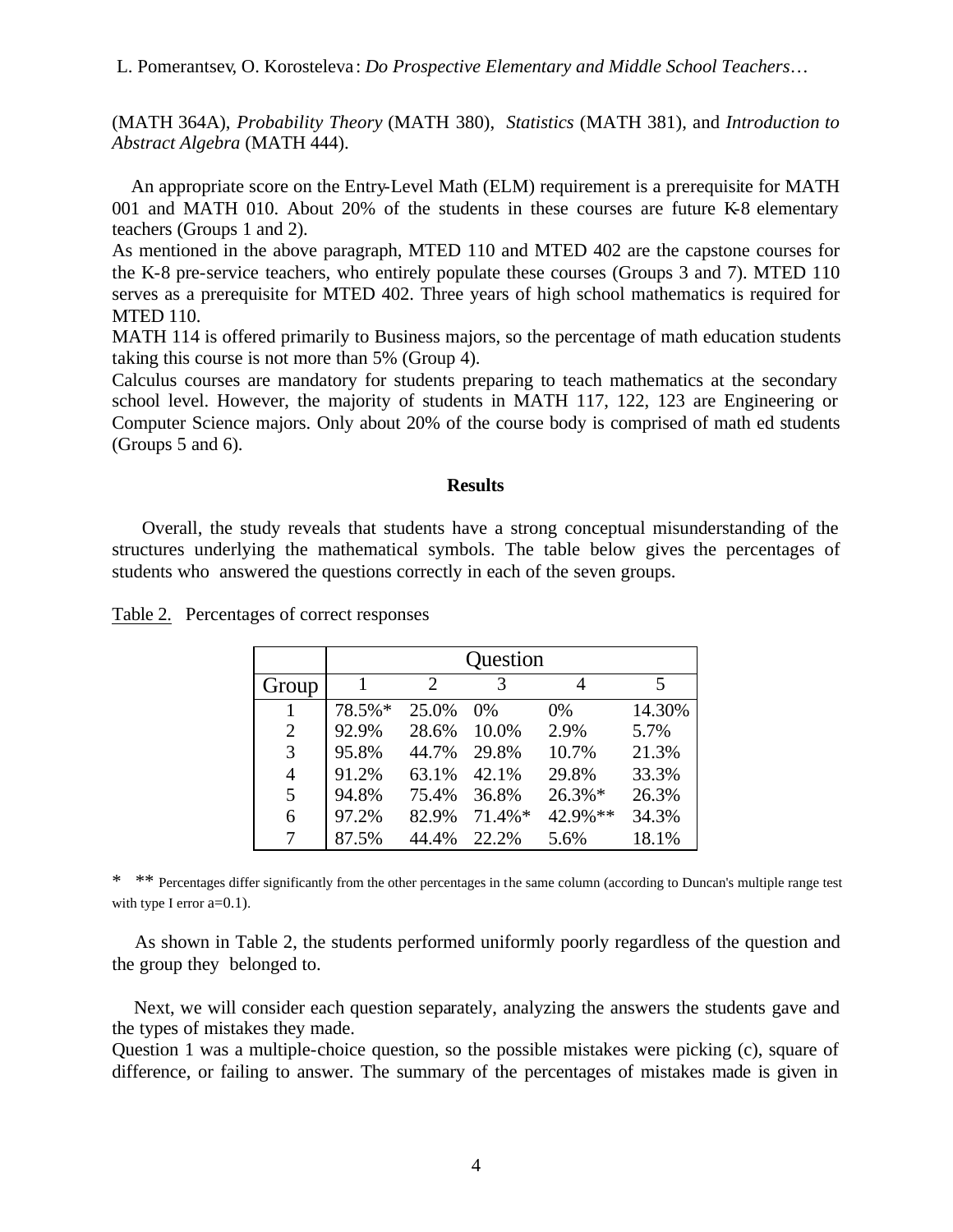(MATH 364A), *Probability Theory* (MATH 380), *Statistics* (MATH 381), and *Introduction to Abstract Algebra* (MATH 444).

An appropriate score on the Entry-Level Math (ELM) requirement is a prerequisite for MATH 001 and MATH 010. About 20% of the students in these courses are future K-8 elementary teachers (Groups 1 and 2).

As mentioned in the above paragraph, MTED 110 and MTED 402 are the capstone courses for the K-8 pre-service teachers, who entirely populate these courses (Groups 3 and 7). MTED 110 serves as a prerequisite for MTED 402. Three years of high school mathematics is required for MTED 110.

MATH 114 is offered primarily to Business majors, so the percentage of math education students taking this course is not more than 5% (Group 4).

Calculus courses are mandatory for students preparing to teach mathematics at the secondary school level. However, the majority of students in MATH 117, 122, 123 are Engineering or Computer Science majors. Only about 20% of the course body is comprised of math ed students (Groups 5 and 6).

## Results

Overall, the study reveals that students have a strong conceptual misunderstanding of the structures underlying the mathematical symbols. The table below gives the percentages of students who answered the questions correctly in each of the seven groups.

Table 2. Percentages of correct responses

| | Question | | | | |
|---|---|---|---|---|---|
| Group | 1 | 2 | 3 | 4 | 5 |
| 1 | 78.5%* | 25.0% | 0% | 0% | 14.30% |
| 2 | 92.9% | 28.6% | 10.0% | 2.9% | 5.7% |
| 3 | 95.8% | 44.7% | 29.8% | 10.7% | 21.3% |
| 4 | 91.2% | 63.1% | 42.1% | 29.8% | 33.3% |
| 5 | 94.8% | 75.4% | 36.8% | 26.3%* | 26.3% |
| 6 | 97.2% | 82.9% | 71.4%* | 42.9%** | 34.3% |
| 7 | 87.5% | 44.4% | 22.2% | 5.6% | 18.1% |

\* \*\* Percentages differ significantly from the other percentages in the same column (according to Duncan's multiple range test with type I error a=0.1).

As shown in Table 2, the students performed uniformly poorly regardless of the question and the group they belonged to.

Next, we will consider each question separately, analyzing the answers the students gave and the types of mistakes they made.

Question 1 was a multiple-choice question, so the possible mistakes were picking (c), square of difference, or failing to answer. The summary of the percentages of mistakes made is given in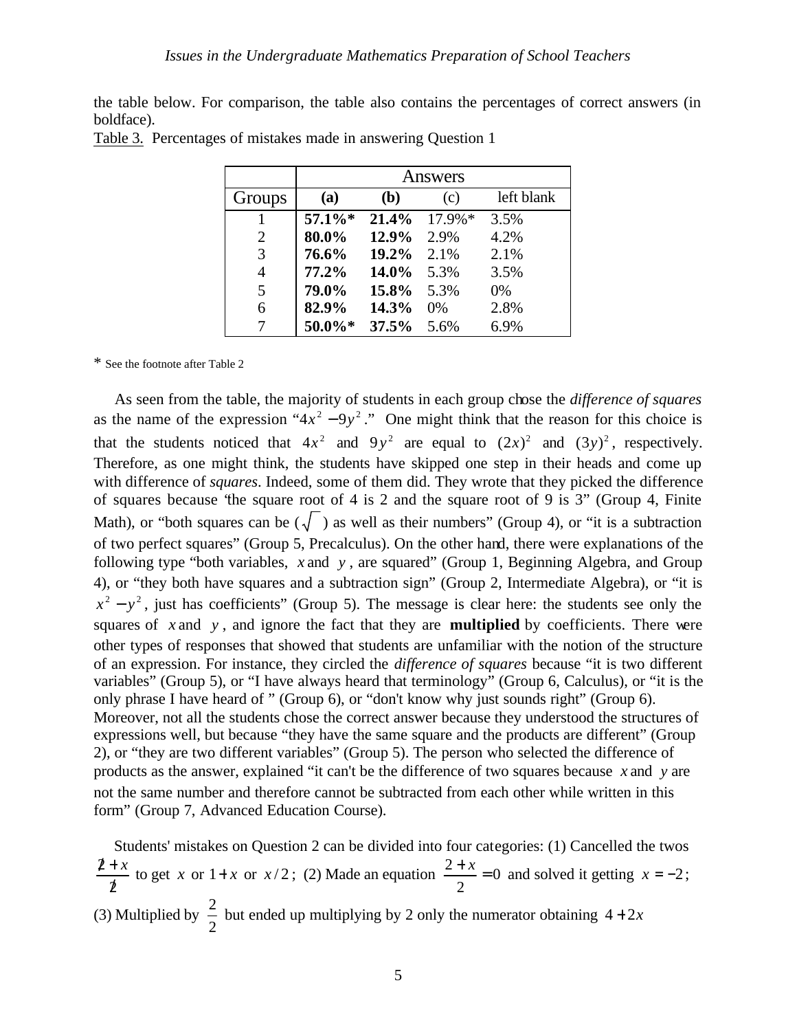the table below. For comparison, the table also contains the percentages of correct answers (in boldface).

Table 3. Percentages of mistakes made in answering Question 1

| | Answers | | | |
|---|---|---|---|---|
| Groups | **(a)** | **(b)** | (c) | left blank |
| 1 | **57.1%*** | **21.4%** | 17.9%* | 3.5% |
| 2 | **80.0%** | **12.9%** | 2.9% | 4.2% |
| 3 | **76.6%** | **19.2%** | 2.1% | 2.1% |
| 4 | **77.2%** | **14.0%** | 5.3% | 3.5% |
| 5 | **79.0%** | **15.8%** | 5.3% | 0% |
| 6 | **82.9%** | **14.3%** | 0% | 2.8% |
| 7 | **50.0%*** | **37.5%** | 5.6% | 6.9% |

* See the footnote after Table 2

As seen from the table, the majority of students in each group chose the *difference of squares* as the name of the expression "$4x^2 - 9y^2$." One might think that the reason for this choice is that the students noticed that $4x^2$ and $9y^2$ are equal to $(2x)^2$ and $(3y)^2$, respectively. Therefore, as one might think, the students have skipped one step in their heads and come up with difference of *squares*. Indeed, some of them did. They wrote that they picked the difference of squares because "the square root of 4 is 2 and the square root of 9 is 3" (Group 4, Finite Math), or "both squares can be ($\sqrt{\ }$) as well as their numbers" (Group 4), or "it is a subtraction of two perfect squares" (Group 5, Precalculus). On the other hand, there were explanations of the following type "both variables, $x$ and $y$, are squared" (Group 1, Beginning Algebra, and Group 4), or "they both have squares and a subtraction sign" (Group 2, Intermediate Algebra), or "it is $x^2 - y^2$, just has coefficients" (Group 5). The message is clear here: the students see only the squares of $x$ and $y$, and ignore the fact that they are **multiplied** by coefficients. There were other types of responses that showed that students are unfamiliar with the notion of the structure of an expression. For instance, they circled the *difference of squares* because "it is two different variables" (Group 5), or "I have always heard that terminology" (Group 6, Calculus), or "it is the only phrase I have heard of " (Group 6), or "don't know why just sounds right" (Group 6). Moreover, not all the students chose the correct answer because they understood the structures of expressions well, but because "they have the same square and the products are different" (Group 2), or "they are two different variables" (Group 5). The person who selected the difference of products as the answer, explained "it can't be the difference of two squares because $x$ and $y$ are not the same number and therefore cannot be subtracted from each other while written in this form" (Group 7, Advanced Education Course).

Students' mistakes on Question 2 can be divided into four categories: (1) Cancelled the twos $\frac{\not{2} + x}{\not{2}}$ to get $x$ or $1 + x$ or $x/2$; (2) Made an equation $\frac{2 + x}{2} = 0$ and solved it getting $x = -2$; (3) Multiplied by $\frac{2}{2}$ but ended up multiplying by 2 only the numerator obtaining $4 + 2x$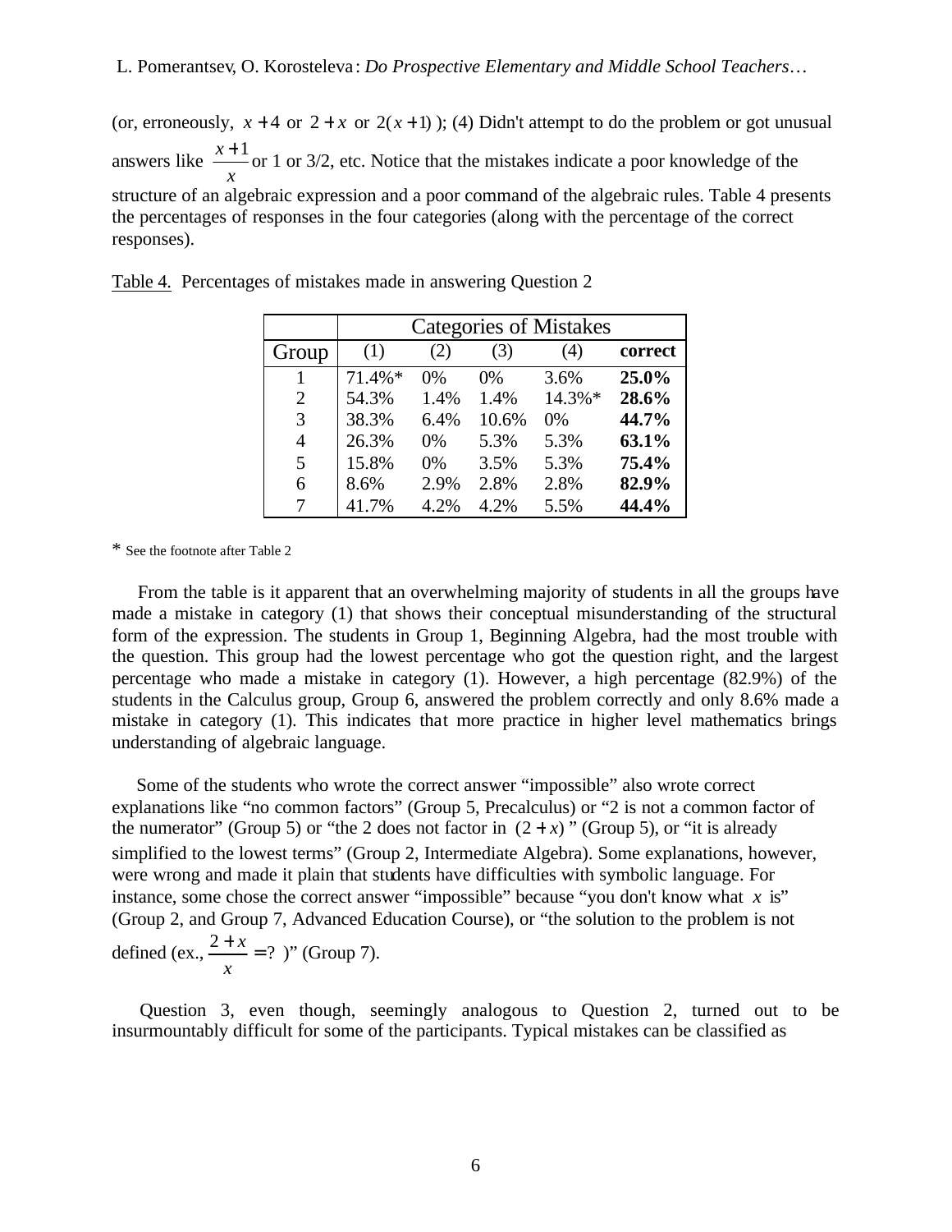(or, erroneously, $x+4$ or $2+x$ or $2(x+1)$ ); (4) Didn't attempt to do the problem or got unusual answers like $\frac{x+1}{x}$ or 1 or 3/2, etc. Notice that the mistakes indicate a poor knowledge of the structure of an algebraic expression and a poor command of the algebraic rules. Table 4 presents the percentages of responses in the four categories (along with the percentage of the correct responses).

Table 4. Percentages of mistakes made in answering Question 2

| | Categories of Mistakes | | | | |
|---|---|---|---|---|---|
| Group | (1) | (2) | (3) | (4) | **correct** |
| 1 | 71.4%* | 0% | 0% | 3.6% | **25.0%** |
| 2 | 54.3% | 1.4% | 1.4% | 14.3%* | **28.6%** |
| 3 | 38.3% | 6.4% | 10.6% | 0% | **44.7%** |
| 4 | 26.3% | 0% | 5.3% | 5.3% | **63.1%** |
| 5 | 15.8% | 0% | 3.5% | 5.3% | **75.4%** |
| 6 | 8.6% | 2.9% | 2.8% | 2.8% | **82.9%** |
| 7 | 41.7% | 4.2% | 4.2% | 5.5% | **44.4%** |

* See the footnote after Table 2

From the table is it apparent that an overwhelming majority of students in all the groups have made a mistake in category (1) that shows their conceptual misunderstanding of the structural form of the expression. The students in Group 1, Beginning Algebra, had the most trouble with the question. This group had the lowest percentage who got the question right, and the largest percentage who made a mistake in category (1). However, a high percentage (82.9%) of the students in the Calculus group, Group 6, answered the problem correctly and only 8.6% made a mistake in category (1). This indicates that more practice in higher level mathematics brings understanding of algebraic language.

Some of the students who wrote the correct answer "impossible" also wrote correct explanations like "no common factors" (Group 5, Precalculus) or "2 is not a common factor of the numerator" (Group 5) or "the 2 does not factor in $(2+x)$ " (Group 5), or "it is already simplified to the lowest terms" (Group 2, Intermediate Algebra). Some explanations, however, were wrong and made it plain that students have difficulties with symbolic language. For instance, some chose the correct answer "impossible" because "you don't know what $x$ is" (Group 2, and Group 7, Advanced Education Course), or "the solution to the problem is not defined (ex., $\frac{2+x}{x}=?$ )" (Group 7).

Question 3, even though, seemingly analogous to Question 2, turned out to be insurmountably difficult for some of the participants. Typical mistakes can be classified as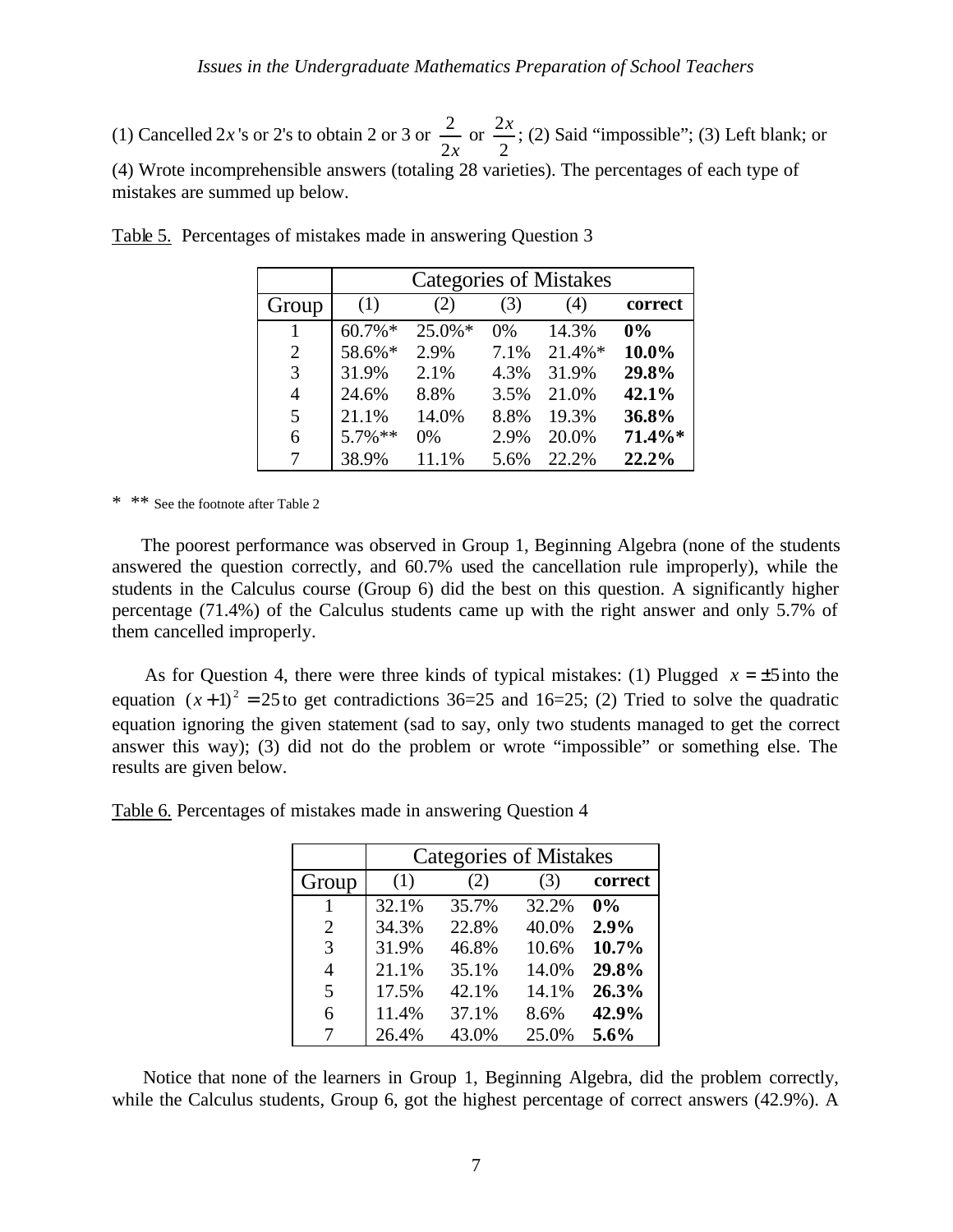(1) Cancelled $2x$'s or 2's to obtain 2 or 3 or $\frac{2}{2x}$ or $\frac{2x}{2}$; (2) Said "impossible"; (3) Left blank; or (4) Wrote incomprehensible answers (totaling 28 varieties). The percentages of each type of mistakes are summed up below.

Table 5. Percentages of mistakes made in answering Question 3

| | Categories of Mistakes | | | | |
|---|---|---|---|---|---|
| Group | (1) | (2) | (3) | (4) | **correct** |
| 1 | 60.7%* | 25.0%* | 0% | 14.3% | **0%** |
| 2 | 58.6%* | 2.9% | 7.1% | 21.4%* | **10.0%** |
| 3 | 31.9% | 2.1% | 4.3% | 31.9% | **29.8%** |
| 4 | 24.6% | 8.8% | 3.5% | 21.0% | **42.1%** |
| 5 | 21.1% | 14.0% | 8.8% | 19.3% | **36.8%** |
| 6 | 5.7%** | 0% | 2.9% | 20.0% | **71.4%*** |
| 7 | 38.9% | 11.1% | 5.6% | 22.2% | **22.2%** |

\* ** See the footnote after Table 2

The poorest performance was observed in Group 1, Beginning Algebra (none of the students answered the question correctly, and 60.7% used the cancellation rule improperly), while the students in the Calculus course (Group 6) did the best on this question. A significantly higher percentage (71.4%) of the Calculus students came up with the right answer and only 5.7% of them cancelled improperly.

As for Question 4, there were three kinds of typical mistakes: (1) Plugged $x = \pm 5$ into the equation $(x+1)^2 = 25$ to get contradictions 36=25 and 16=25; (2) Tried to solve the quadratic equation ignoring the given statement (sad to say, only two students managed to get the correct answer this way); (3) did not do the problem or wrote "impossible" or something else. The results are given below.

Table 6. Percentages of mistakes made in answering Question 4

| | Categories of Mistakes | | | |
|---|---|---|---|---|
| Group | (1) | (2) | (3) | **correct** |
| 1 | 32.1% | 35.7% | 32.2% | **0%** |
| 2 | 34.3% | 22.8% | 40.0% | **2.9%** |
| 3 | 31.9% | 46.8% | 10.6% | **10.7%** |
| 4 | 21.1% | 35.1% | 14.0% | **29.8%** |
| 5 | 17.5% | 42.1% | 14.1% | **26.3%** |
| 6 | 11.4% | 37.1% | 8.6% | **42.9%** |
| 7 | 26.4% | 43.0% | 25.0% | **5.6%** |

Notice that none of the learners in Group 1, Beginning Algebra, did the problem correctly, while the Calculus students, Group 6, got the highest percentage of correct answers (42.9%). A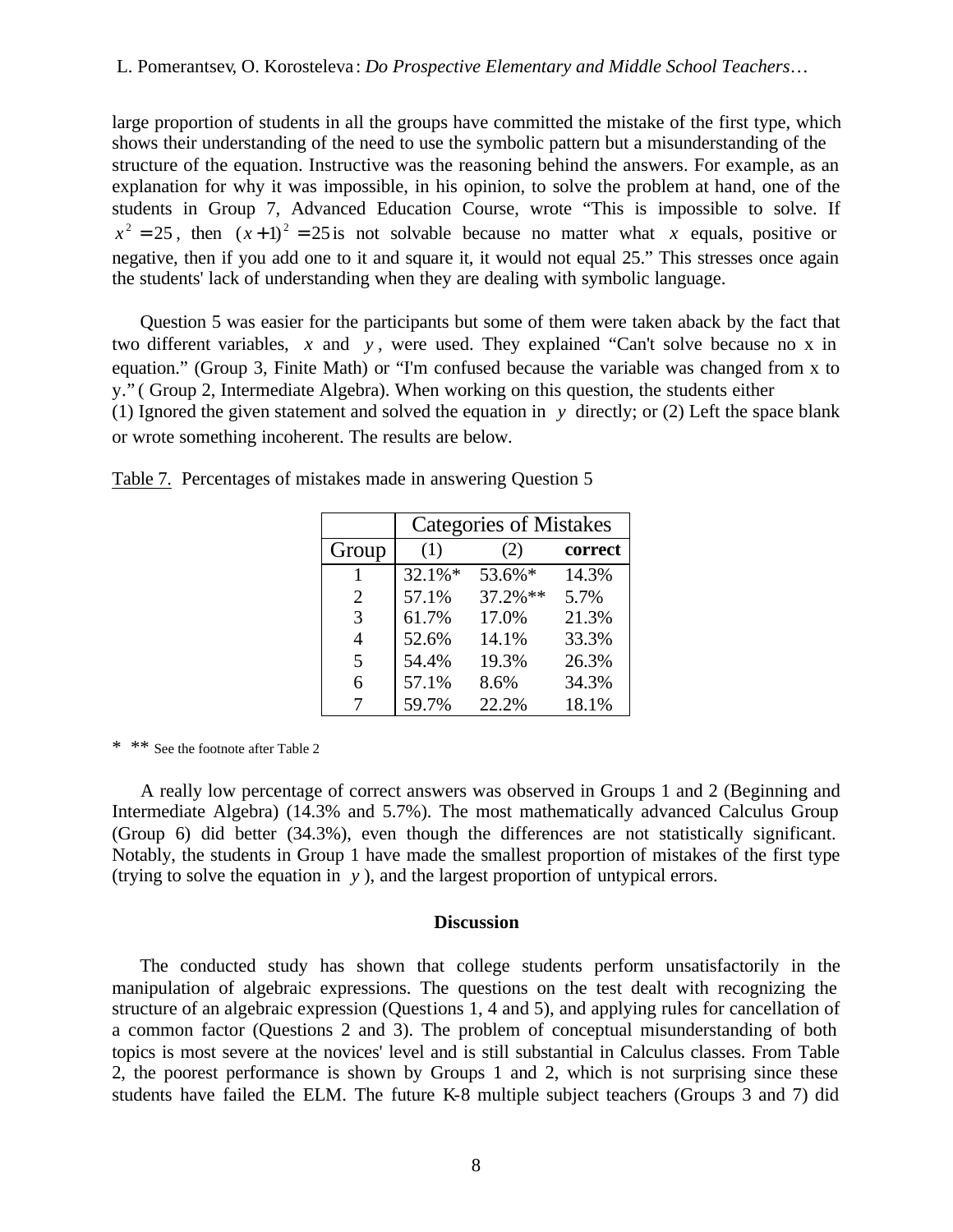large proportion of students in all the groups have committed the mistake of the first type, which shows their understanding of the need to use the symbolic pattern but a misunderstanding of the structure of the equation. Instructive was the reasoning behind the answers. For example, as an explanation for why it was impossible, in his opinion, to solve the problem at hand, one of the students in Group 7, Advanced Education Course, wrote "This is impossible to solve. If $x^2 = 25$, then $(x+1)^2 = 25$ is not solvable because no matter what $x$ equals, positive or negative, then if you add one to it and square it, it would not equal 25." This stresses once again the students' lack of understanding when they are dealing with symbolic language.

Question 5 was easier for the participants but some of them were taken aback by the fact that two different variables, $x$ and $y$, were used. They explained "Can't solve because no x in equation." (Group 3, Finite Math) or "I'm confused because the variable was changed from x to y." ( Group 2, Intermediate Algebra). When working on this question, the students either (1) Ignored the given statement and solved the equation in $y$ directly; or (2) Left the space blank or wrote something incoherent. The results are below.

Table 7. Percentages of mistakes made in answering Question 5

| | Categories of Mistakes | | |
|---|---|---|---|
| Group | (1) | (2) | **correct** |
| 1 | 32.1%* | 53.6%* | 14.3% |
| 2 | 57.1% | 37.2%** | 5.7% |
| 3 | 61.7% | 17.0% | 21.3% |
| 4 | 52.6% | 14.1% | 33.3% |
| 5 | 54.4% | 19.3% | 26.3% |
| 6 | 57.1% | 8.6% | 34.3% |
| 7 | 59.7% | 22.2% | 18.1% |

\* ** See the footnote after Table 2

A really low percentage of correct answers was observed in Groups 1 and 2 (Beginning and Intermediate Algebra) (14.3% and 5.7%). The most mathematically advanced Calculus Group (Group 6) did better (34.3%), even though the differences are not statistically significant. Notably, the students in Group 1 have made the smallest proportion of mistakes of the first type (trying to solve the equation in $y$), and the largest proportion of untypical errors.

**Discussion**

The conducted study has shown that college students perform unsatisfactorily in the manipulation of algebraic expressions. The questions on the test dealt with recognizing the structure of an algebraic expression (Questions 1, 4 and 5), and applying rules for cancellation of a common factor (Questions 2 and 3). The problem of conceptual misunderstanding of both topics is most severe at the novices' level and is still substantial in Calculus classes. From Table 2, the poorest performance is shown by Groups 1 and 2, which is not surprising since these students have failed the ELM. The future K-8 multiple subject teachers (Groups 3 and 7) did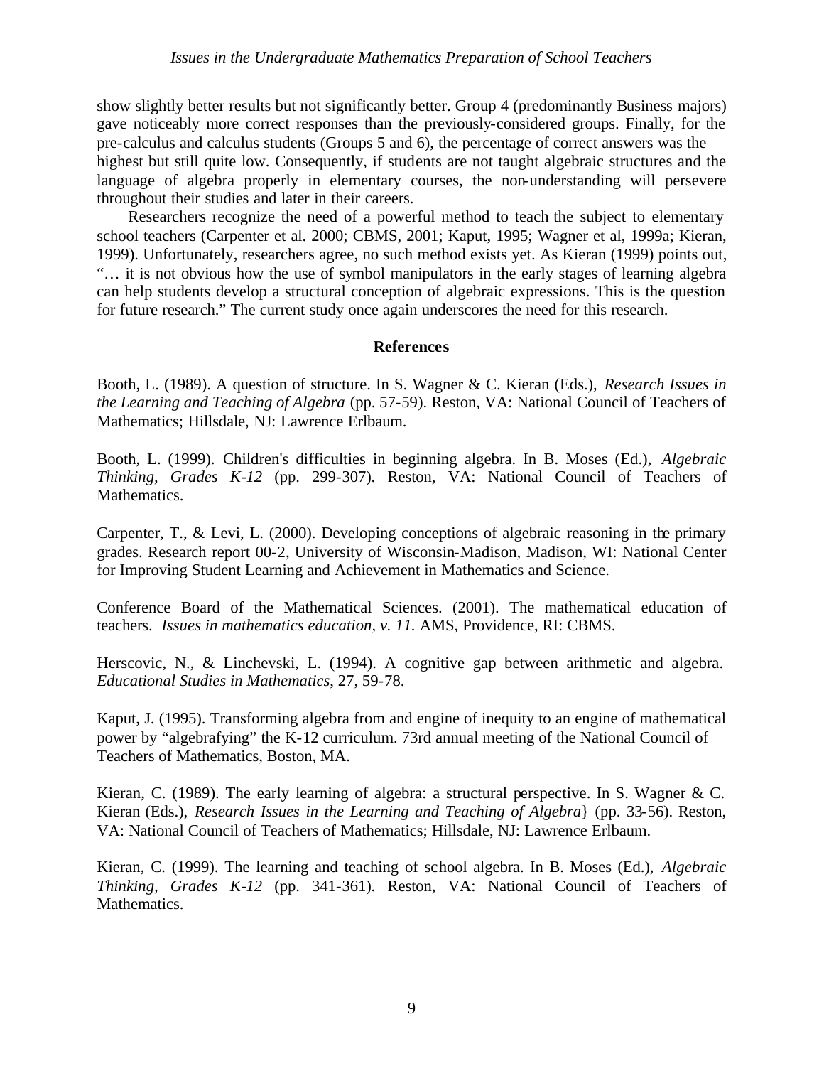show slightly better results but not significantly better. Group 4 (predominantly Business majors) gave noticeably more correct responses than the previously-considered groups. Finally, for the pre-calculus and calculus students (Groups 5 and 6), the percentage of correct answers was the highest but still quite low. Consequently, if students are not taught algebraic structures and the language of algebra properly in elementary courses, the non-understanding will persevere throughout their studies and later in their careers.

Researchers recognize the need of a powerful method to teach the subject to elementary school teachers (Carpenter et al. 2000; CBMS, 2001; Kaput, 1995; Wagner et al, 1999a; Kieran, 1999). Unfortunately, researchers agree, no such method exists yet. As Kieran (1999) points out, "… it is not obvious how the use of symbol manipulators in the early stages of learning algebra can help students develop a structural conception of algebraic expressions. This is the question for future research." The current study once again underscores the need for this research.

## References

Booth, L. (1989). A question of structure. In S. Wagner & C. Kieran (Eds.), *Research Issues in the Learning and Teaching of Algebra* (pp. 57-59). Reston, VA: National Council of Teachers of Mathematics; Hillsdale, NJ: Lawrence Erlbaum.

Booth, L. (1999). Children's difficulties in beginning algebra. In B. Moses (Ed.), *Algebraic Thinking, Grades K-12* (pp. 299-307). Reston, VA: National Council of Teachers of Mathematics.

Carpenter, T., & Levi, L. (2000). Developing conceptions of algebraic reasoning in the primary grades. Research report 00-2, University of Wisconsin-Madison, Madison, WI: National Center for Improving Student Learning and Achievement in Mathematics and Science.

Conference Board of the Mathematical Sciences. (2001). The mathematical education of teachers. *Issues in mathematics education, v. 11.* AMS, Providence, RI: CBMS.

Herscovic, N., & Linchevski, L. (1994). A cognitive gap between arithmetic and algebra. *Educational Studies in Mathematics*, 27, 59-78.

Kaput, J. (1995). Transforming algebra from and engine of inequity to an engine of mathematical power by "algebrafying" the K-12 curriculum. 73rd annual meeting of the National Council of Teachers of Mathematics, Boston, MA.

Kieran, C. (1989). The early learning of algebra: a structural perspective. In S. Wagner & C. Kieran (Eds.), *Research Issues in the Learning and Teaching of Algebra*} (pp. 33-56). Reston, VA: National Council of Teachers of Mathematics; Hillsdale, NJ: Lawrence Erlbaum.

Kieran, C. (1999). The learning and teaching of school algebra. In B. Moses (Ed.), *Algebraic Thinking, Grades K-12* (pp. 341-361). Reston, VA: National Council of Teachers of Mathematics.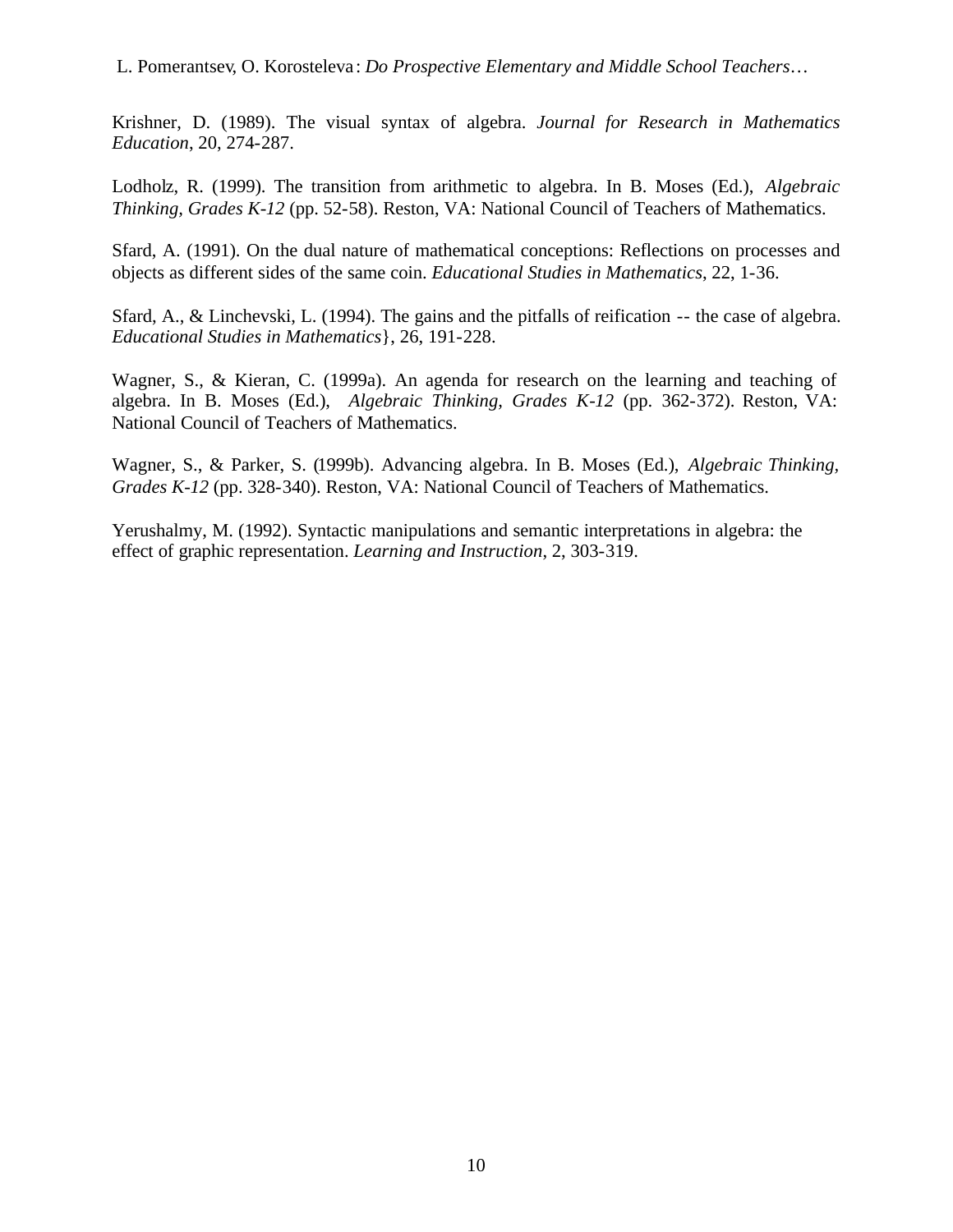Krishner, D. (1989). The visual syntax of algebra. *Journal for Research in Mathematics Education*, 20, 274-287.

Lodholz, R. (1999). The transition from arithmetic to algebra. In B. Moses (Ed.), *Algebraic Thinking, Grades K-12* (pp. 52-58). Reston, VA: National Council of Teachers of Mathematics.

Sfard, A. (1991). On the dual nature of mathematical conceptions: Reflections on processes and objects as different sides of the same coin. *Educational Studies in Mathematics*, 22, 1-36.

Sfard, A., & Linchevski, L. (1994). The gains and the pitfalls of reification -- the case of algebra. *Educational Studies in Mathematics*}, 26, 191-228.

Wagner, S., & Kieran, C. (1999a). An agenda for research on the learning and teaching of algebra. In B. Moses (Ed.), *Algebraic Thinking, Grades K-12* (pp. 362-372). Reston, VA: National Council of Teachers of Mathematics.

Wagner, S., & Parker, S. (1999b). Advancing algebra. In B. Moses (Ed.), *Algebraic Thinking, Grades K-12* (pp. 328-340). Reston, VA: National Council of Teachers of Mathematics.

Yerushalmy, M. (1992). Syntactic manipulations and semantic interpretations in algebra: the effect of graphic representation. *Learning and Instruction*, 2, 303-319.